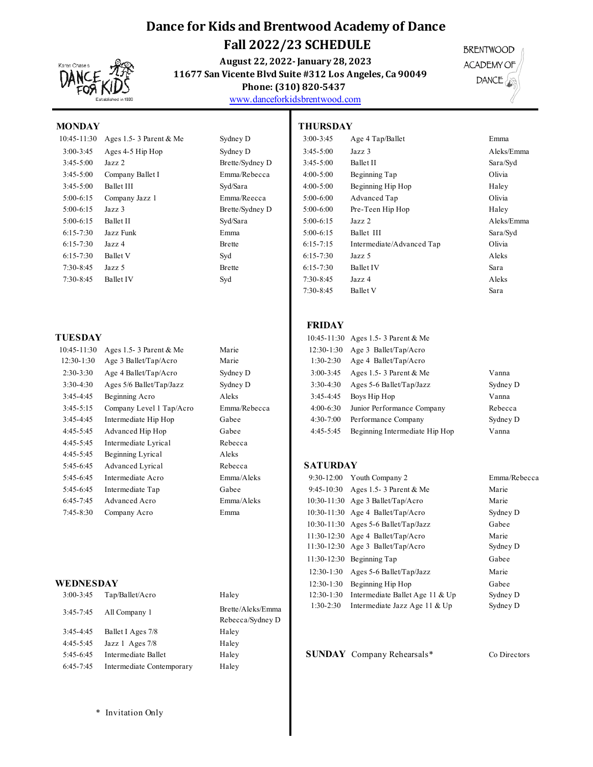# Dance for Kids and Brentwood Academy of Dance

## Fall 2022/23 SCHEDULE

**August 22, 2022- January 28, 2023**
**11677 San Vicente Blvd Suite #312 Los Angeles, Ca 90049**
**Phone: (310) 820-5437**
www.danceforkidsbrentwood.com

Karen Chase's DANCE FOR KIDS Established in 1993

BRENTWOOD ACADEMY OF DANCE

### MONDAY

| | | |
|---|---|---|
| 10:45-11:30 | Ages 1.5- 3 Parent & Me | Sydney D |
| 3:00-3:45 | Ages 4-5 Hip Hop | Sydney D |
| 3:45-5:00 | Jazz 2 | Brette/Sydney D |
| 3:45-5:00 | Company Ballet I | Emma/Rebecca |
| 3:45-5:00 | Ballet III | Syd/Sara |
| 5:00-6:15 | Company Jazz 1 | Emma/Reecca |
| 5:00-6:15 | Jazz 3 | Brette/Sydney D |
| 5:00-6:15 | Ballet II | Syd/Sara |
| 6:15-7:30 | Jazz Funk | Emma |
| 6:15-7:30 | Jazz 4 | Brette |
| 6:15-7:30 | Ballet V | Syd |
| 7:30-8:45 | Jazz 5 | Brette |
| 7:30-8:45 | Ballet IV | Syd |

### TUESDAY

| | | |
|---|---|---|
| 10:45-11:30 | Ages 1.5- 3 Parent & Me | Marie |
| 12:30-1:30 | Age 3 Ballet/Tap/Acro | Marie |
| 2:30-3:30 | Age 4 Ballet/Tap/Acro | Sydney D |
| 3:30-4:30 | Ages 5/6 Ballet/Tap/Jazz | Sydney D |
| 3:45-4:45 | Beginning Acro | Aleks |
| 3:45-5:15 | Company Level 1 Tap/Acro | Emma/Rebecca |
| 3:45-4:45 | Intermediate Hip Hop | Gabee |
| 4:45-5:45 | Advanced Hip Hop | Gabee |
| 4:45-5:45 | Intermediate Lyrical | Rebecca |
| 4:45-5:45 | Beginning Lyrical | Aleks |
| 5:45-6:45 | Advanced Lyrical | Rebecca |
| 5:45-6:45 | Intermediate Acro | Emma/Aleks |
| 5:45-6:45 | Intermediate Tap | Gabee |
| 6:45-7:45 | Advanced Acro | Emma/Aleks |
| 7:45-8:30 | Company Acro | Emma |

### WEDNESDAY

| | | |
|---|---|---|
| 3:00-3:45 | Tap/Ballet/Acro | Haley |
| 3:45-7:45 | All Company 1 | Brette/Aleks/Emma Rebecca/Sydney D |
| 3:45-4:45 | Ballet I Ages 7/8 | Haley |
| 4:45-5:45 | Jazz 1 Ages 7/8 | Haley |
| 5:45-6:45 | Intermediate Ballet | Haley |
| 6:45-7:45 | Intermediate Contemporary | Haley |

\* Invitation Only

### THURSDAY

| | | |
|---|---|---|
| 3:00-3:45 | Age 4 Tap/Ballet | Emma |
| 3:45-5:00 | Jazz 3 | Aleks/Emma |
| 3:45-5:00 | Ballet II | Sara/Syd |
| 4:00-5:00 | Beginning Tap | Olivia |
| 4:00-5:00 | Beginning Hip Hop | Haley |
| 5:00-6:00 | Advanced Tap | Olivia |
| 5:00-6:00 | Pre-Teen Hip Hop | Haley |
| 5:00-6:15 | Jazz 2 | Aleks/Emma |
| 5:00-6:15 | Ballet III | Sara/Syd |
| 6:15-7:15 | Intermediate/Advanced Tap | Olivia |
| 6:15-7:30 | Jazz 5 | Aleks |
| 6:15-7:30 | Ballet IV | Sara |
| 7:30-8:45 | Jazz 4 | Aleks |
| 7:30-8:45 | Ballet V | Sara |

### FRIDAY

| | | |
|---|---|---|
| 10:45-11:30 | Ages 1.5- 3 Parent & Me | |
| 12:30-1:30 | Age 3 Ballet/Tap/Acro | |
| 1:30-2:30 | Age 4 Ballet/Tap/Acro | |
| 3:00-3:45 | Ages 1.5- 3 Parent & Me | Vanna |
| 3:30-4:30 | Ages 5-6 Ballet/Tap/Jazz | Sydney D |
| 3:45-4:45 | Boys Hip Hop | Vanna |
| 4:00-6:30 | Junior Performance Company | Rebecca |
| 4:30-7:00 | Performance Company | Sydney D |
| 4:45-5:45 | Beginning Intermediate Hip Hop | Vanna |

### SATURDAY

| | | |
|---|---|---|
| 9:30-12:00 | Youth Company 2 | Emma/Rebecca |
| 9:45-10:30 | Ages 1.5- 3 Parent & Me | Marie |
| 10:30-11:30 | Age 3 Ballet/Tap/Acro | Marie |
| 10:30-11:30 | Age 4 Ballet/Tap/Acro | Sydney D |
| 10:30-11:30 | Ages 5-6 Ballet/Tap/Jazz | Gabee |
| 11:30-12:30 | Age 4 Ballet/Tap/Acro | Marie |
| 11:30-12:30 | Age 3 Ballet/Tap/Acro | Sydney D |
| 11:30-12:30 | Beginning Tap | Gabee |
| 12:30-1:30 | Ages 5-6 Ballet/Tap/Jazz | Marie |
| 12:30-1:30 | Beginning Hip Hop | Gabee |
| 12:30-1:30 | Intermediate Ballet Age 11 & Up | Sydney D |
| 1:30-2:30 | Intermediate Jazz Age 11 & Up | Sydney D |

### SUNDAY

| | |
|---|---|
| Company Rehearsals* | Co Directors |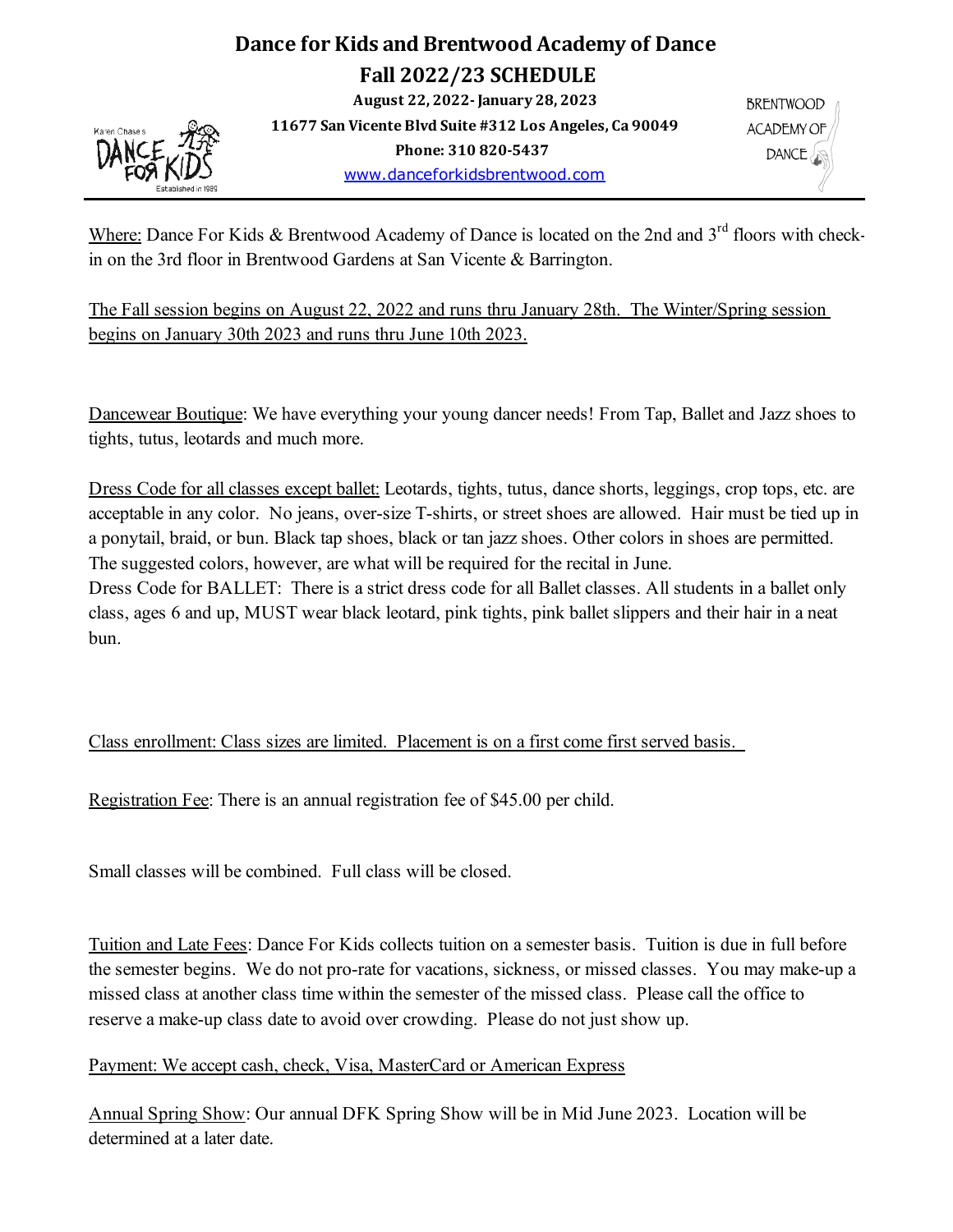# Dance for Kids and Brentwood Academy of Dance

## Fall 2022/23 SCHEDULE

**August 22, 2022- January 28, 2023**

**11677 San Vicente Blvd Suite #312 Los Angeles, Ca 90049**

**Phone: 310 820-5437**

www.danceforkidsbrentwood.com

Where: Dance For Kids & Brentwood Academy of Dance is located on the 2nd and 3rd floors with check-in on the 3rd floor in Brentwood Gardens at San Vicente & Barrington.

The Fall session begins on August 22, 2022 and runs thru January 28th. The Winter/Spring session begins on January 30th 2023 and runs thru June 10th 2023.

Dancewear Boutique: We have everything your young dancer needs! From Tap, Ballet and Jazz shoes to tights, tutus, leotards and much more.

Dress Code for all classes except ballet: Leotards, tights, tutus, dance shorts, leggings, crop tops, etc. are acceptable in any color. No jeans, over-size T-shirts, or street shoes are allowed. Hair must be tied up in a ponytail, braid, or bun. Black tap shoes, black or tan jazz shoes. Other colors in shoes are permitted. The suggested colors, however, are what will be required for the recital in June.

Dress Code for BALLET: There is a strict dress code for all Ballet classes. All students in a ballet only class, ages 6 and up, MUST wear black leotard, pink tights, pink ballet slippers and their hair in a neat bun.

Class enrollment: Class sizes are limited. Placement is on a first come first served basis.

Registration Fee: There is an annual registration fee of $45.00 per child.

Small classes will be combined. Full class will be closed.

Tuition and Late Fees: Dance For Kids collects tuition on a semester basis. Tuition is due in full before the semester begins. We do not pro-rate for vacations, sickness, or missed classes. You may make-up a missed class at another class time within the semester of the missed class. Please call the office to reserve a make-up class date to avoid over crowding. Please do not just show up.

Payment: We accept cash, check, Visa, MasterCard or American Express

Annual Spring Show: Our annual DFK Spring Show will be in Mid June 2023. Location will be determined at a later date.